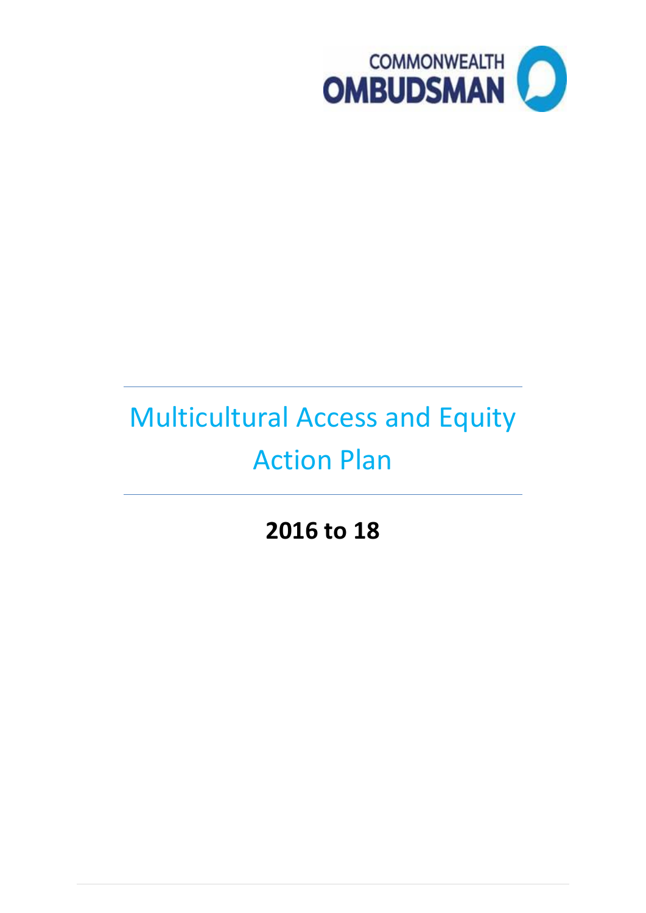COMMONWEALTH OMBUDSMAN

# Multicultural Access and Equity Action Plan

**2016 to 18**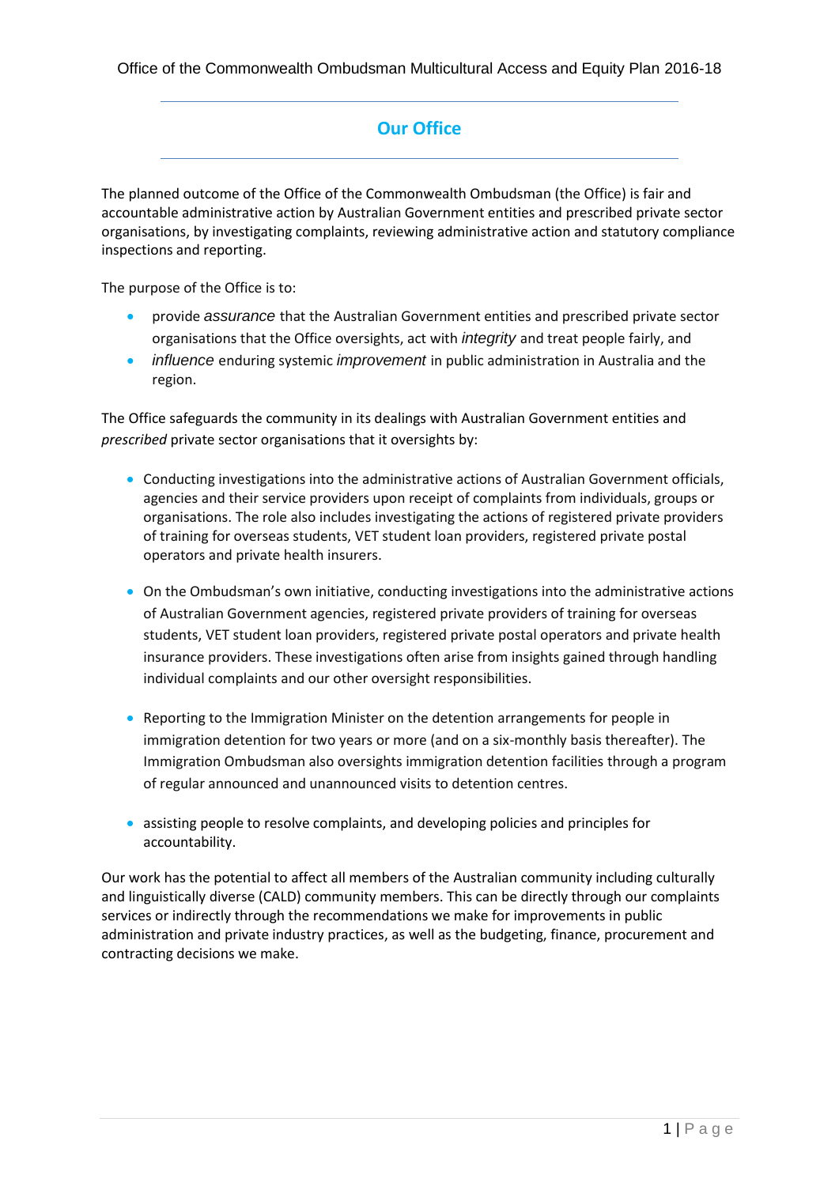## Our Office

The planned outcome of the Office of the Commonwealth Ombudsman (the Office) is fair and accountable administrative action by Australian Government entities and prescribed private sector organisations, by investigating complaints, reviewing administrative action and statutory compliance inspections and reporting.

The purpose of the Office is to:

- provide *assurance* that the Australian Government entities and prescribed private sector organisations that the Office oversights, act with *integrity* and treat people fairly, and
- *influence* enduring systemic *improvement* in public administration in Australia and the region.

The Office safeguards the community in its dealings with Australian Government entities and *prescribed* private sector organisations that it oversights by:

- Conducting investigations into the administrative actions of Australian Government officials, agencies and their service providers upon receipt of complaints from individuals, groups or organisations. The role also includes investigating the actions of registered private providers of training for overseas students, VET student loan providers, registered private postal operators and private health insurers.
- On the Ombudsman's own initiative, conducting investigations into the administrative actions of Australian Government agencies, registered private providers of training for overseas students, VET student loan providers, registered private postal operators and private health insurance providers. These investigations often arise from insights gained through handling individual complaints and our other oversight responsibilities.
- Reporting to the Immigration Minister on the detention arrangements for people in immigration detention for two years or more (and on a six-monthly basis thereafter). The Immigration Ombudsman also oversights immigration detention facilities through a program of regular announced and unannounced visits to detention centres.
- assisting people to resolve complaints, and developing policies and principles for accountability.

Our work has the potential to affect all members of the Australian community including culturally and linguistically diverse (CALD) community members. This can be directly through our complaints services or indirectly through the recommendations we make for improvements in public administration and private industry practices, as well as the budgeting, finance, procurement and contracting decisions we make.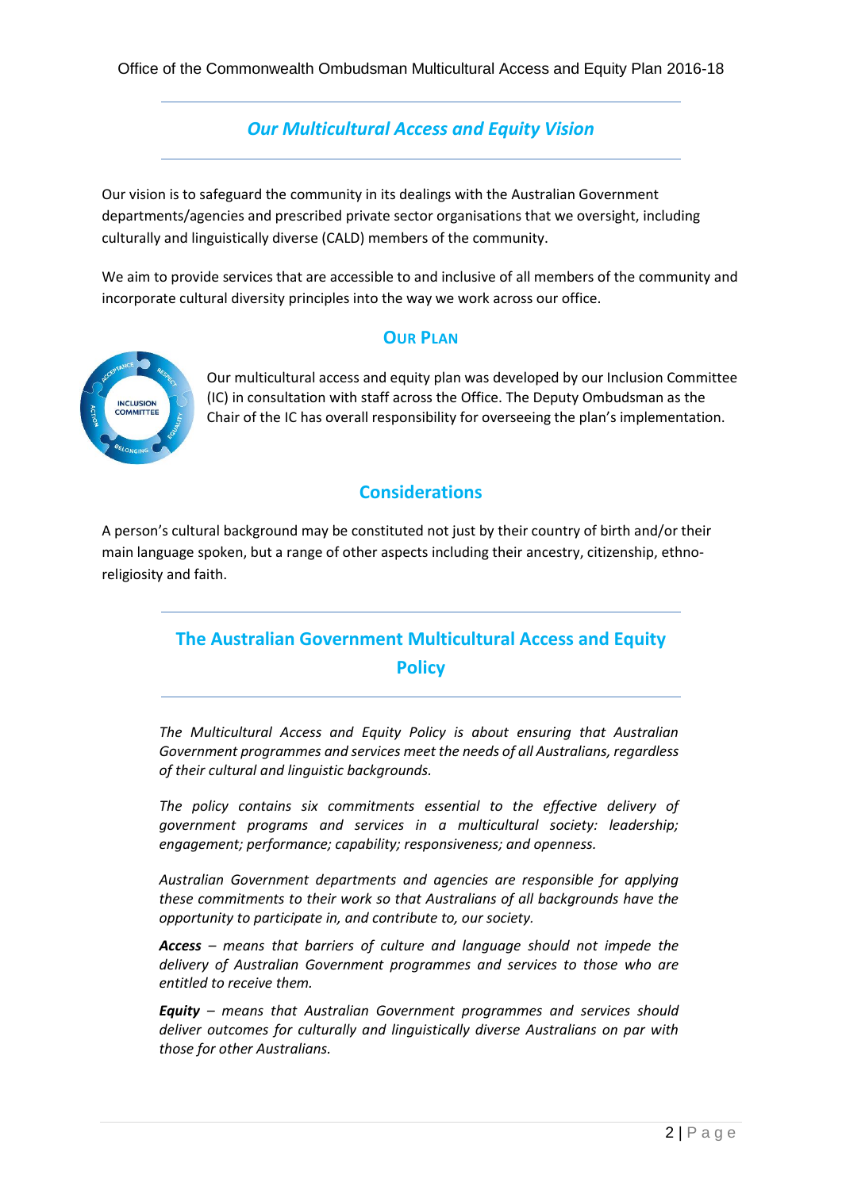## Our Multicultural Access and Equity Vision

Our vision is to safeguard the community in its dealings with the Australian Government departments/agencies and prescribed private sector organisations that we oversight, including culturally and linguistically diverse (CALD) members of the community.

We aim to provide services that are accessible to and inclusive of all members of the community and incorporate cultural diversity principles into the way we work across our office.

### Our Plan

Our multicultural access and equity plan was developed by our Inclusion Committee (IC) in consultation with staff across the Office. The Deputy Ombudsman as the Chair of the IC has overall responsibility for overseeing the plan's implementation.

### Considerations

A person's cultural background may be constituted not just by their country of birth and/or their main language spoken, but a range of other aspects including their ancestry, citizenship, ethno-religiosity and faith.

## The Australian Government Multicultural Access and Equity Policy

*The Multicultural Access and Equity Policy is about ensuring that Australian Government programmes and services meet the needs of all Australians, regardless of their cultural and linguistic backgrounds.*

*The policy contains six commitments essential to the effective delivery of government programs and services in a multicultural society: leadership; engagement; performance; capability; responsiveness; and openness.*

*Australian Government departments and agencies are responsible for applying these commitments to their work so that Australians of all backgrounds have the opportunity to participate in, and contribute to, our society.*

***Access** – means that barriers of culture and language should not impede the delivery of Australian Government programmes and services to those who are entitled to receive them.*

***Equity** – means that Australian Government programmes and services should deliver outcomes for culturally and linguistically diverse Australians on par with those for other Australians.*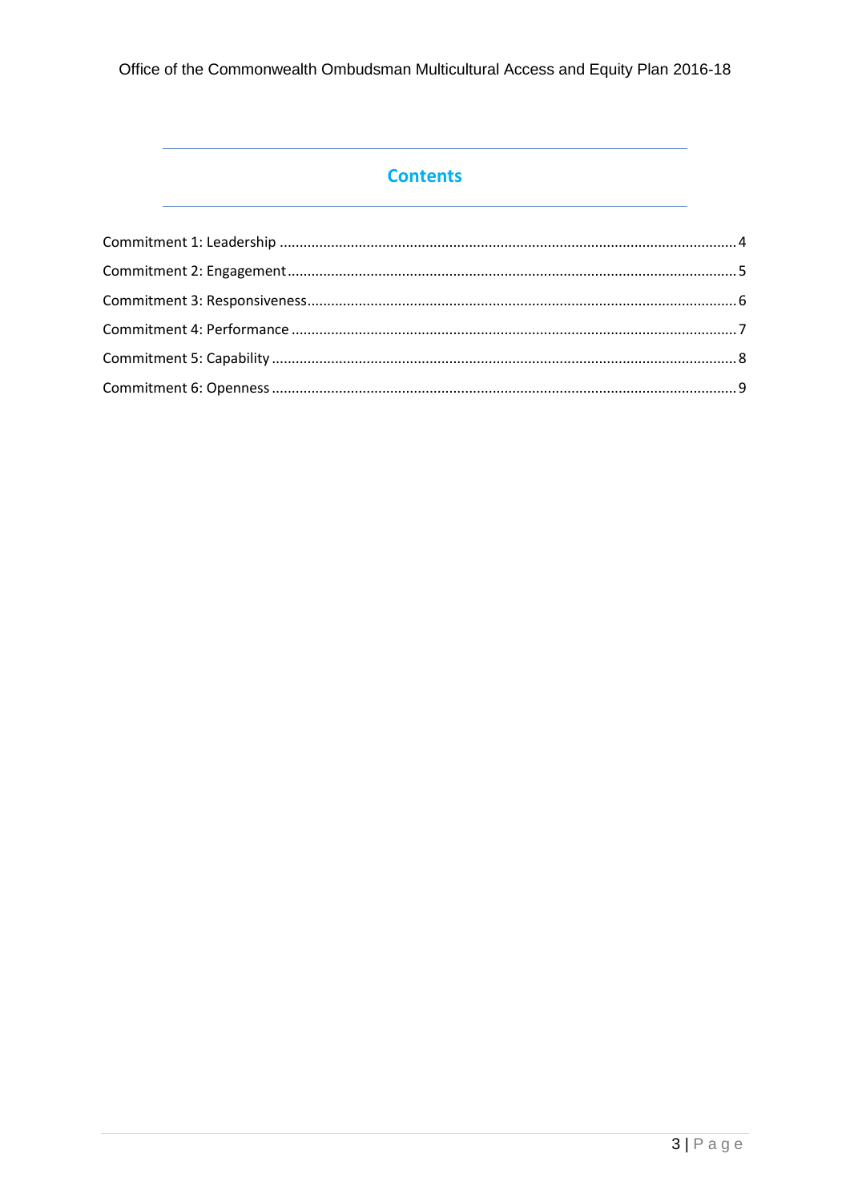# Contents

Commitment 1: Leadership ........................................................................................................ 4

Commitment 2: Engagement ...................................................................................................... 5

Commitment 3: Responsiveness ................................................................................................. 6

Commitment 4: Performance ...................................................................................................... 7

Commitment 5: Capability .......................................................................................................... 8

Commitment 6: Openness .......................................................................................................... 9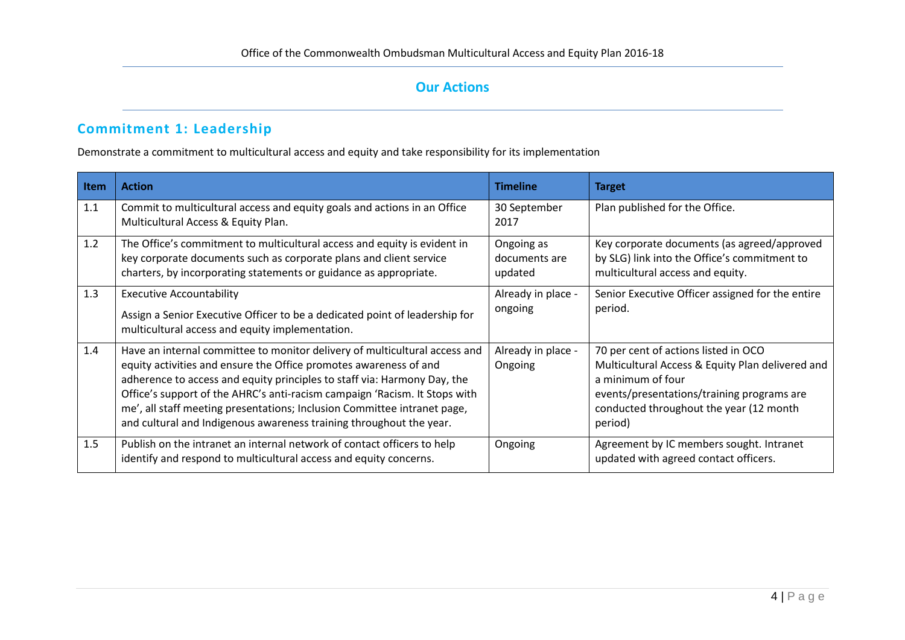## Our Actions

### Commitment 1: Leadership

Demonstrate a commitment to multicultural access and equity and take responsibility for its implementation

| Item | Action | Timeline | Target |
|---|---|---|---|
| 1.1 | Commit to multicultural access and equity goals and actions in an Office Multicultural Access & Equity Plan. | 30 September 2017 | Plan published for the Office. |
| 1.2 | The Office's commitment to multicultural access and equity is evident in key corporate documents such as corporate plans and client service charters, by incorporating statements or guidance as appropriate. | Ongoing as documents are updated | Key corporate documents (as agreed/approved by SLG) link into the Office's commitment to multicultural access and equity. |
| 1.3 | Executive Accountability<br><br>Assign a Senior Executive Officer to be a dedicated point of leadership for multicultural access and equity implementation. | Already in place - ongoing | Senior Executive Officer assigned for the entire period. |
| 1.4 | Have an internal committee to monitor delivery of multicultural access and equity activities and ensure the Office promotes awareness of and adherence to access and equity principles to staff via: Harmony Day, the Office's support of the AHRC's anti-racism campaign 'Racism. It Stops with me', all staff meeting presentations; Inclusion Committee intranet page, and cultural and Indigenous awareness training throughout the year. | Already in place - Ongoing | 70 per cent of actions listed in OCO Multicultural Access & Equity Plan delivered and a minimum of four events/presentations/training programs are conducted throughout the year (12 month period) |
| 1.5 | Publish on the intranet an internal network of contact officers to help identify and respond to multicultural access and equity concerns. | Ongoing | Agreement by IC members sought. Intranet updated with agreed contact officers. |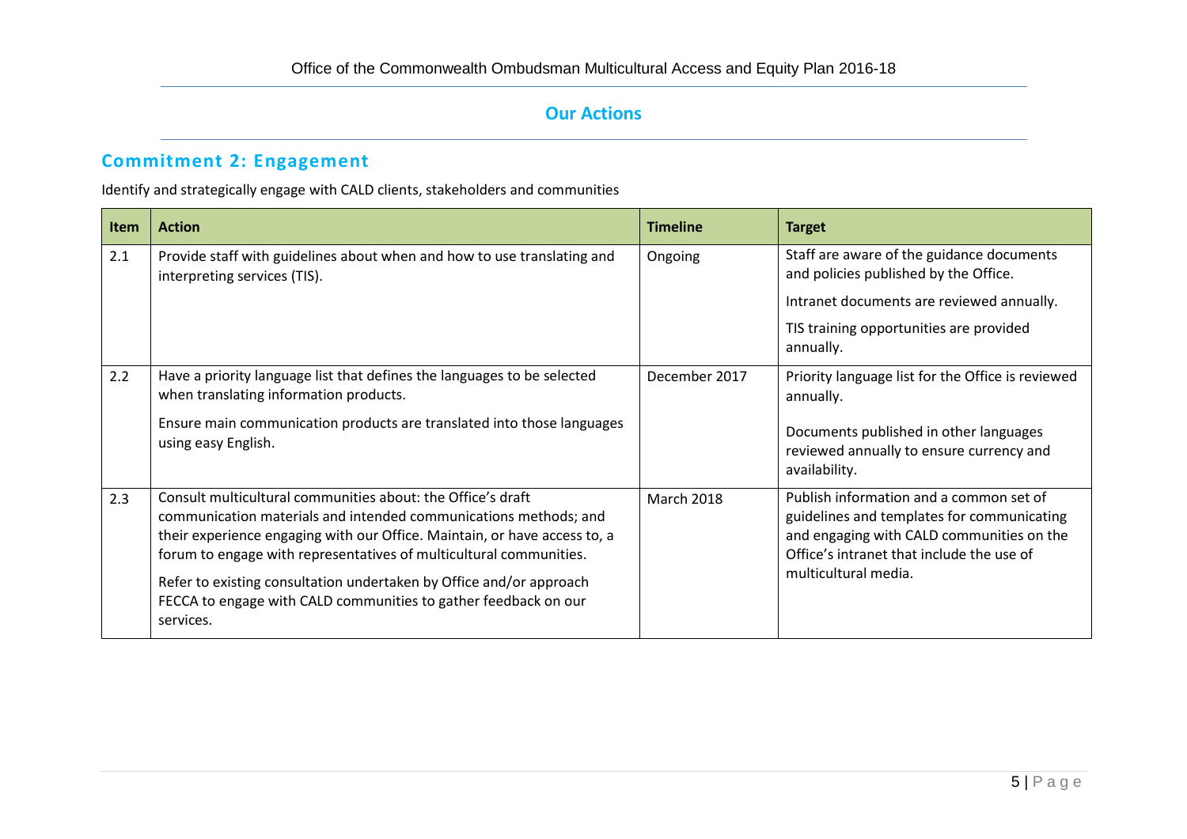## Our Actions

### Commitment 2: Engagement

Identify and strategically engage with CALD clients, stakeholders and communities

| Item | Action | Timeline | Target |
|---|---|---|---|
| 2.1 | Provide staff with guidelines about when and how to use translating and interpreting services (TIS). | Ongoing | Staff are aware of the guidance documents and policies published by the Office.<br><br>Intranet documents are reviewed annually.<br><br>TIS training opportunities are provided annually. |
| 2.2 | Have a priority language list that defines the languages to be selected when translating information products.<br><br>Ensure main communication products are translated into those languages using easy English. | December 2017 | Priority language list for the Office is reviewed annually.<br><br>Documents published in other languages reviewed annually to ensure currency and availability. |
| 2.3 | Consult multicultural communities about: the Office's draft communication materials and intended communications methods; and their experience engaging with our Office. Maintain, or have access to, a forum to engage with representatives of multicultural communities.<br><br>Refer to existing consultation undertaken by Office and/or approach FECCA to engage with CALD communities to gather feedback on our services. | March 2018 | Publish information and a common set of guidelines and templates for communicating and engaging with CALD communities on the Office's intranet that include the use of multicultural media. |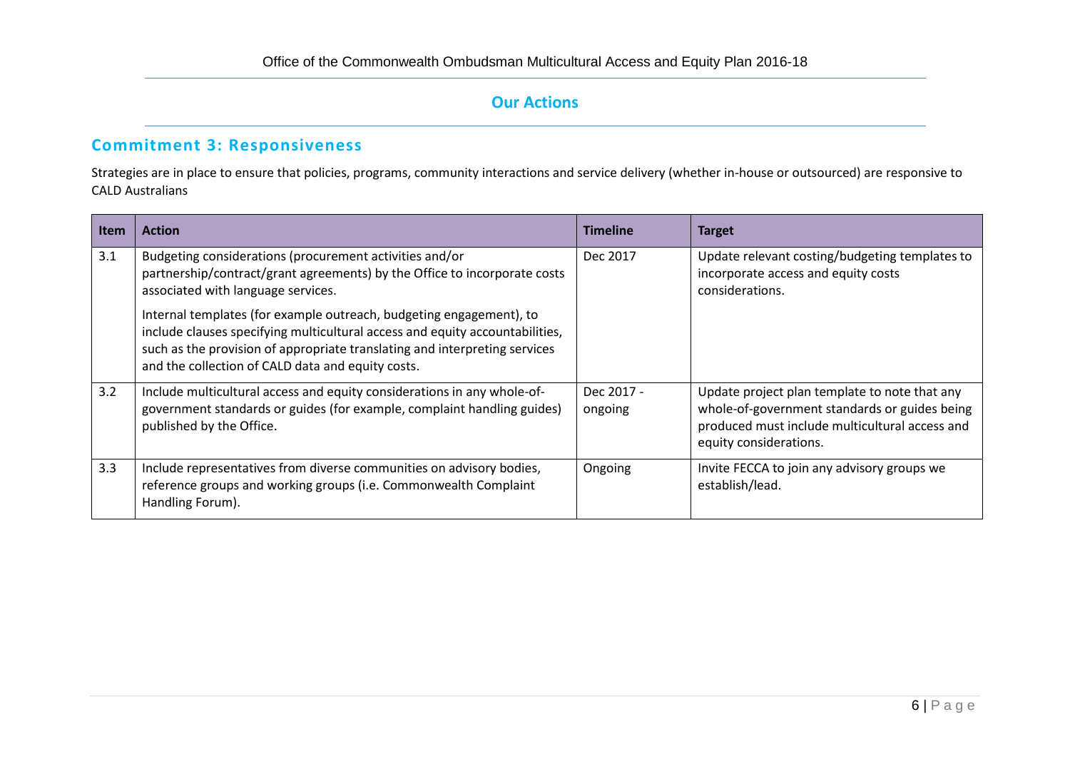## Our Actions

### Commitment 3: Responsiveness

Strategies are in place to ensure that policies, programs, community interactions and service delivery (whether in-house or outsourced) are responsive to CALD Australians

| Item | Action | Timeline | Target |
|---|---|---|---|
| 3.1 | Budgeting considerations (procurement activities and/or partnership/contract/grant agreements) by the Office to incorporate costs associated with language services.<br><br>Internal templates (for example outreach, budgeting engagement), to include clauses specifying multicultural access and equity accountabilities, such as the provision of appropriate translating and interpreting services and the collection of CALD data and equity costs. | Dec 2017 | Update relevant costing/budgeting templates to incorporate access and equity costs considerations. |
| 3.2 | Include multicultural access and equity considerations in any whole-of-government standards or guides (for example, complaint handling guides) published by the Office. | Dec 2017 - ongoing | Update project plan template to note that any whole-of-government standards or guides being produced must include multicultural access and equity considerations. |
| 3.3 | Include representatives from diverse communities on advisory bodies, reference groups and working groups (i.e. Commonwealth Complaint Handling Forum). | Ongoing | Invite FECCA to join any advisory groups we establish/lead. |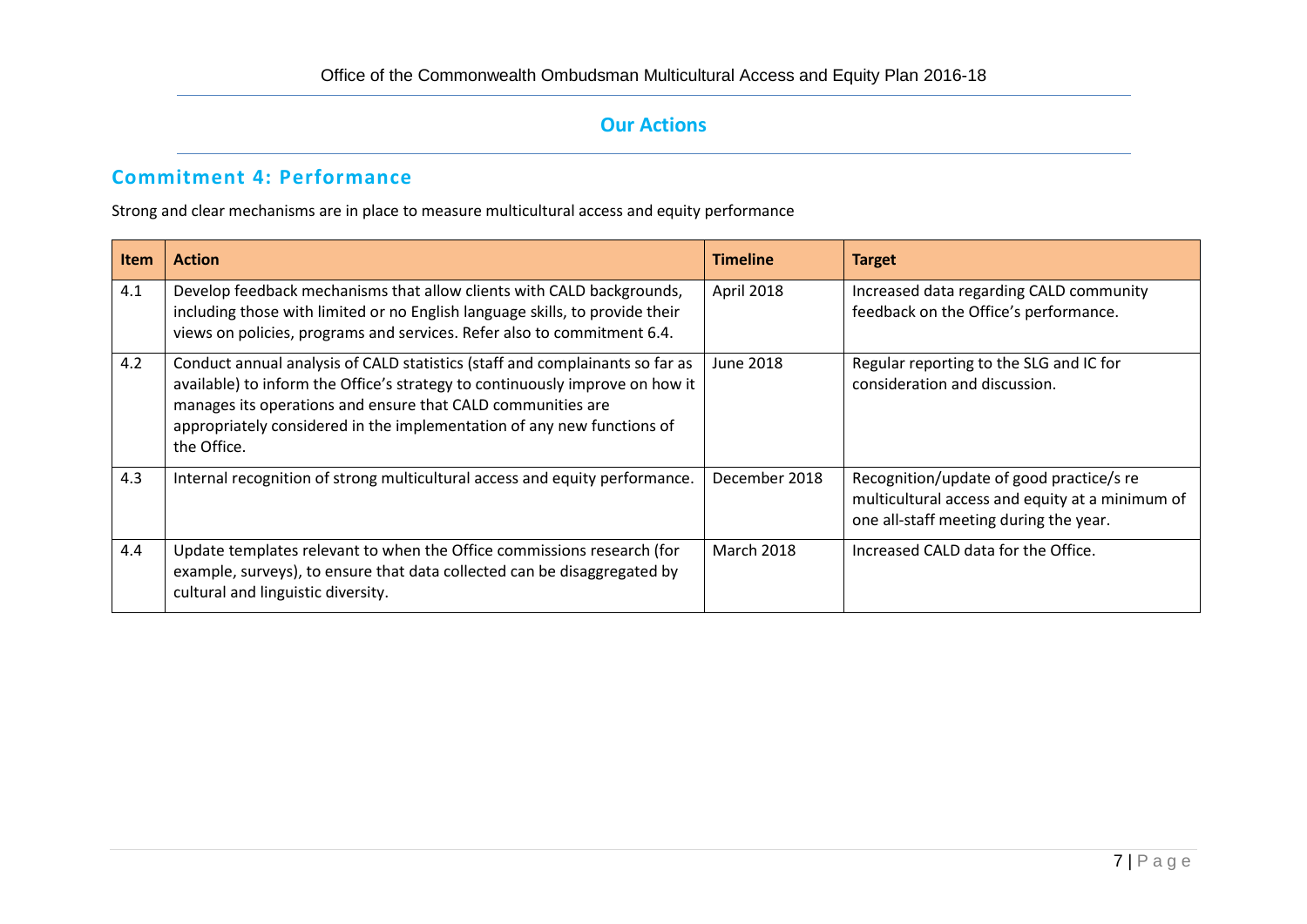## Our Actions

### Commitment 4: Performance

Strong and clear mechanisms are in place to measure multicultural access and equity performance

| Item | Action | Timeline | Target |
|---|---|---|---|
| 4.1 | Develop feedback mechanisms that allow clients with CALD backgrounds, including those with limited or no English language skills, to provide their views on policies, programs and services. Refer also to commitment 6.4. | April 2018 | Increased data regarding CALD community feedback on the Office's performance. |
| 4.2 | Conduct annual analysis of CALD statistics (staff and complainants so far as available) to inform the Office's strategy to continuously improve on how it manages its operations and ensure that CALD communities are appropriately considered in the implementation of any new functions of the Office. | June 2018 | Regular reporting to the SLG and IC for consideration and discussion. |
| 4.3 | Internal recognition of strong multicultural access and equity performance. | December 2018 | Recognition/update of good practice/s re multicultural access and equity at a minimum of one all-staff meeting during the year. |
| 4.4 | Update templates relevant to when the Office commissions research (for example, surveys), to ensure that data collected can be disaggregated by cultural and linguistic diversity. | March 2018 | Increased CALD data for the Office. |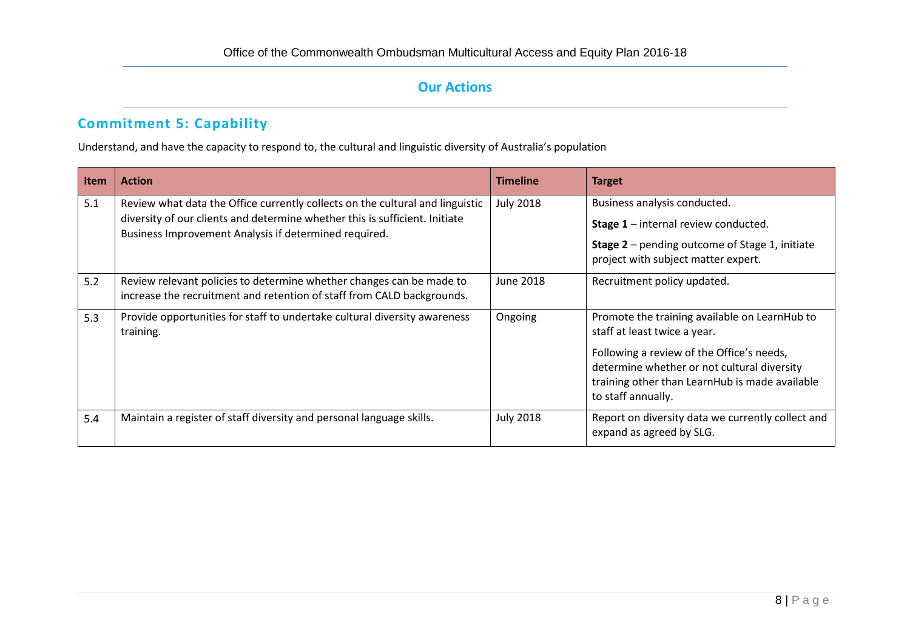## Our Actions

### Commitment 5: Capability

Understand, and have the capacity to respond to, the cultural and linguistic diversity of Australia's population

| Item | Action | Timeline | Target |
|---|---|---|---|
| 5.1 | Review what data the Office currently collects on the cultural and linguistic diversity of our clients and determine whether this is sufficient. Initiate Business Improvement Analysis if determined required. | July 2018 | Business analysis conducted.<br><br>**Stage 1** – internal review conducted.<br><br>**Stage 2** – pending outcome of Stage 1, initiate project with subject matter expert. |
| 5.2 | Review relevant policies to determine whether changes can be made to increase the recruitment and retention of staff from CALD backgrounds. | June 2018 | Recruitment policy updated. |
| 5.3 | Provide opportunities for staff to undertake cultural diversity awareness training. | Ongoing | Promote the training available on LearnHub to staff at least twice a year.<br><br>Following a review of the Office's needs, determine whether or not cultural diversity training other than LearnHub is made available to staff annually. |
| 5.4 | Maintain a register of staff diversity and personal language skills. | July 2018 | Report on diversity data we currently collect and expand as agreed by SLG. |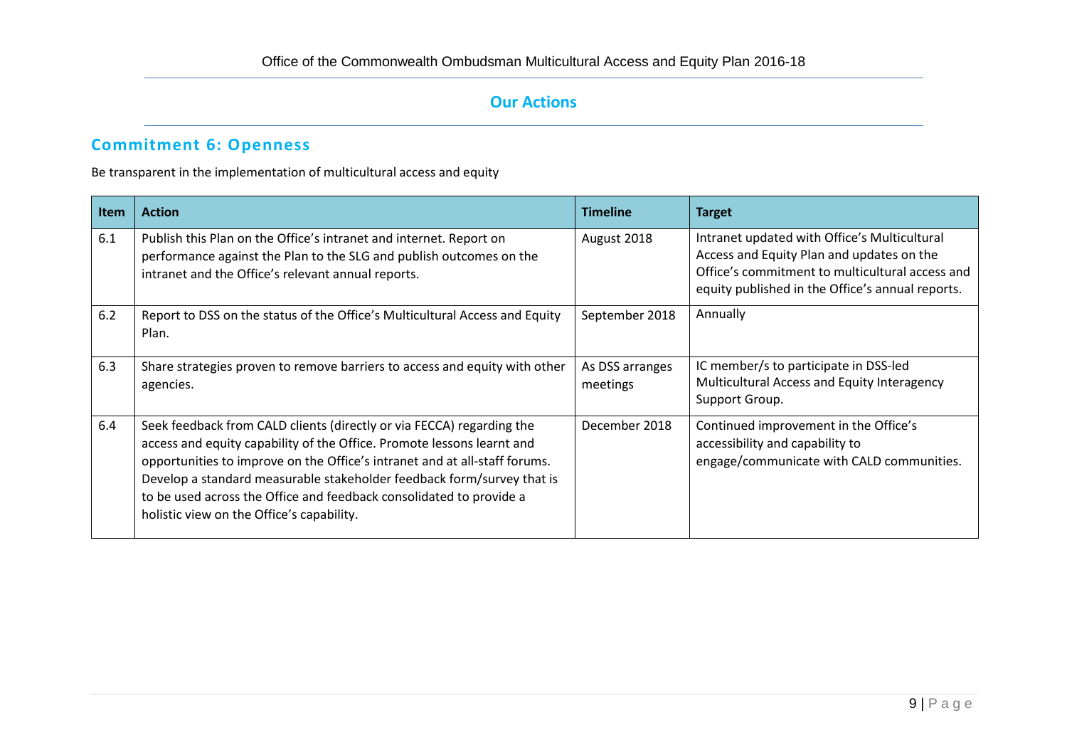## Our Actions

### Commitment 6: Openness

Be transparent in the implementation of multicultural access and equity

| Item | Action | Timeline | Target |
|---|---|---|---|
| 6.1 | Publish this Plan on the Office's intranet and internet. Report on performance against the Plan to the SLG and publish outcomes on the intranet and the Office's relevant annual reports. | August 2018 | Intranet updated with Office's Multicultural Access and Equity Plan and updates on the Office's commitment to multicultural access and equity published in the Office's annual reports. |
| 6.2 | Report to DSS on the status of the Office's Multicultural Access and Equity Plan. | September 2018 | Annually |
| 6.3 | Share strategies proven to remove barriers to access and equity with other agencies. | As DSS arranges meetings | IC member/s to participate in DSS-led Multicultural Access and Equity Interagency Support Group. |
| 6.4 | Seek feedback from CALD clients (directly or via FECCA) regarding the access and equity capability of the Office. Promote lessons learnt and opportunities to improve on the Office's intranet and at all-staff forums. Develop a standard measurable stakeholder feedback form/survey that is to be used across the Office and feedback consolidated to provide a holistic view on the Office's capability. | December 2018 | Continued improvement in the Office's accessibility and capability to engage/communicate with CALD communities. |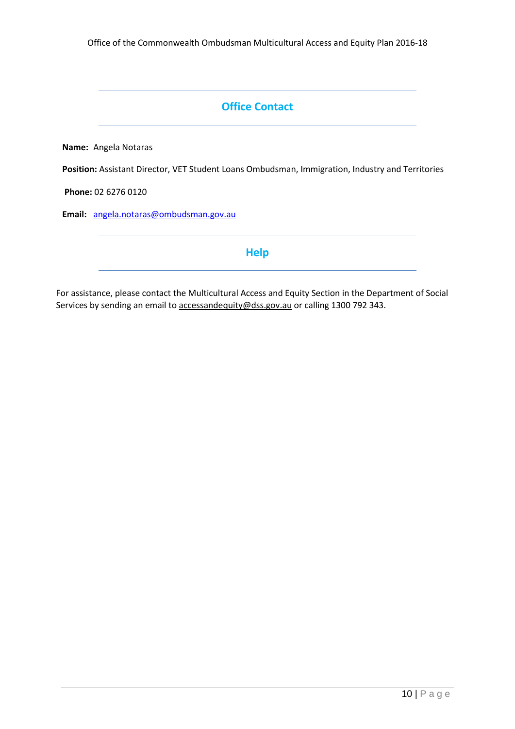## Office Contact

**Name:** Angela Notaras

**Position:** Assistant Director, VET Student Loans Ombudsman, Immigration, Industry and Territories

**Phone:** 02 6276 0120

**Email:** angela.notaras@ombudsman.gov.au

## Help

For assistance, please contact the Multicultural Access and Equity Section in the Department of Social Services by sending an email to accessandequity@dss.gov.au or calling 1300 792 343.